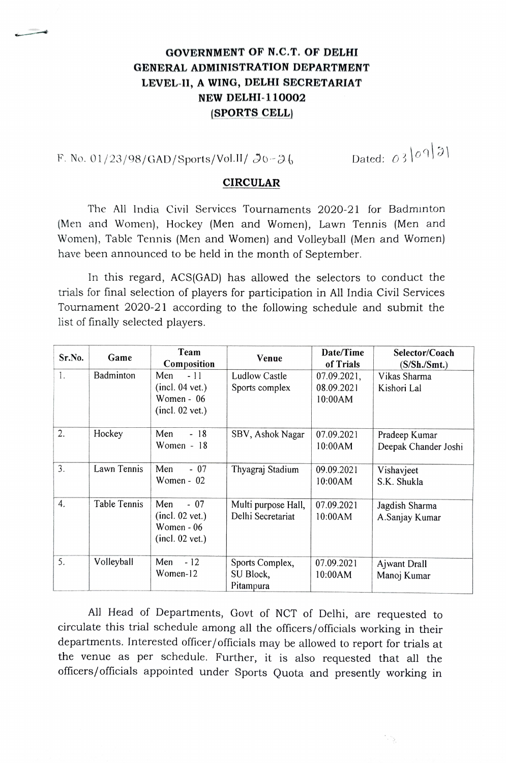**GOVERNMENT OF N.C.T. OF DELHI**
**GENERAL ADMINISTRATION DEPARTMENT**
**LEVEL-II, A WING, DELHI SECRETARIAT**
**NEW DELHI-110002**
**(SPORTS CELL)**

F. No. 01/23/98/GAD/Sports/Vol.II/ 20-26 Dated: 03/09/21

## CIRCULAR

The All India Civil Services Tournaments 2020-21 for Badminton (Men and Women), Hockey (Men and Women), Lawn Tennis (Men and Women), Table Tennis (Men and Women) and Volleyball (Men and Women) have been announced to be held in the month of September.

In this regard, ACS(GAD) has allowed the selectors to conduct the trials for final selection of players for participation in All India Civil Services Tournament 2020-21 according to the following schedule and submit the list of finally selected players.

| Sr.No. | Game | Team Composition | Venue | Date/Time of Trials | Selector/Coach (S/Sh./Smt.) |
|---|---|---|---|---|---|
| 1. | Badminton | Men - 11 (incl. 04 vet.) Women - 06 (incl. 02 vet.) | Ludlow Castle Sports complex | 07.09.2021, 08.09.2021 10:00AM | Vikas Sharma Kishori Lal |
| 2. | Hockey | Men - 18 Women - 18 | SBV, Ashok Nagar | 07.09.2021 10:00AM | Pradeep Kumar Deepak Chander Joshi |
| 3. | Lawn Tennis | Men - 07 Women - 02 | Thyagraj Stadium | 09.09.2021 10:00AM | Vishavjeet S.K. Shukla |
| 4. | Table Tennis | Men - 07 (incl. 02 vet.) Women - 06 (incl. 02 vet.) | Multi purpose Hall, Delhi Secretariat | 07.09.2021 10:00AM | Jagdish Sharma A.Sanjay Kumar |
| 5. | Volleyball | Men - 12 Women-12 | Sports Complex, SU Block, Pitampura | 07.09.2021 10:00AM | Ajwant Drall Manoj Kumar |

All Head of Departments, Govt of NCT of Delhi, are requested to circulate this trial schedule among all the officers/officials working in their departments. Interested officer/officials may be allowed to report for trials at the venue as per schedule. Further, it is also requested that all the officers/officials appointed under Sports Quota and presently working in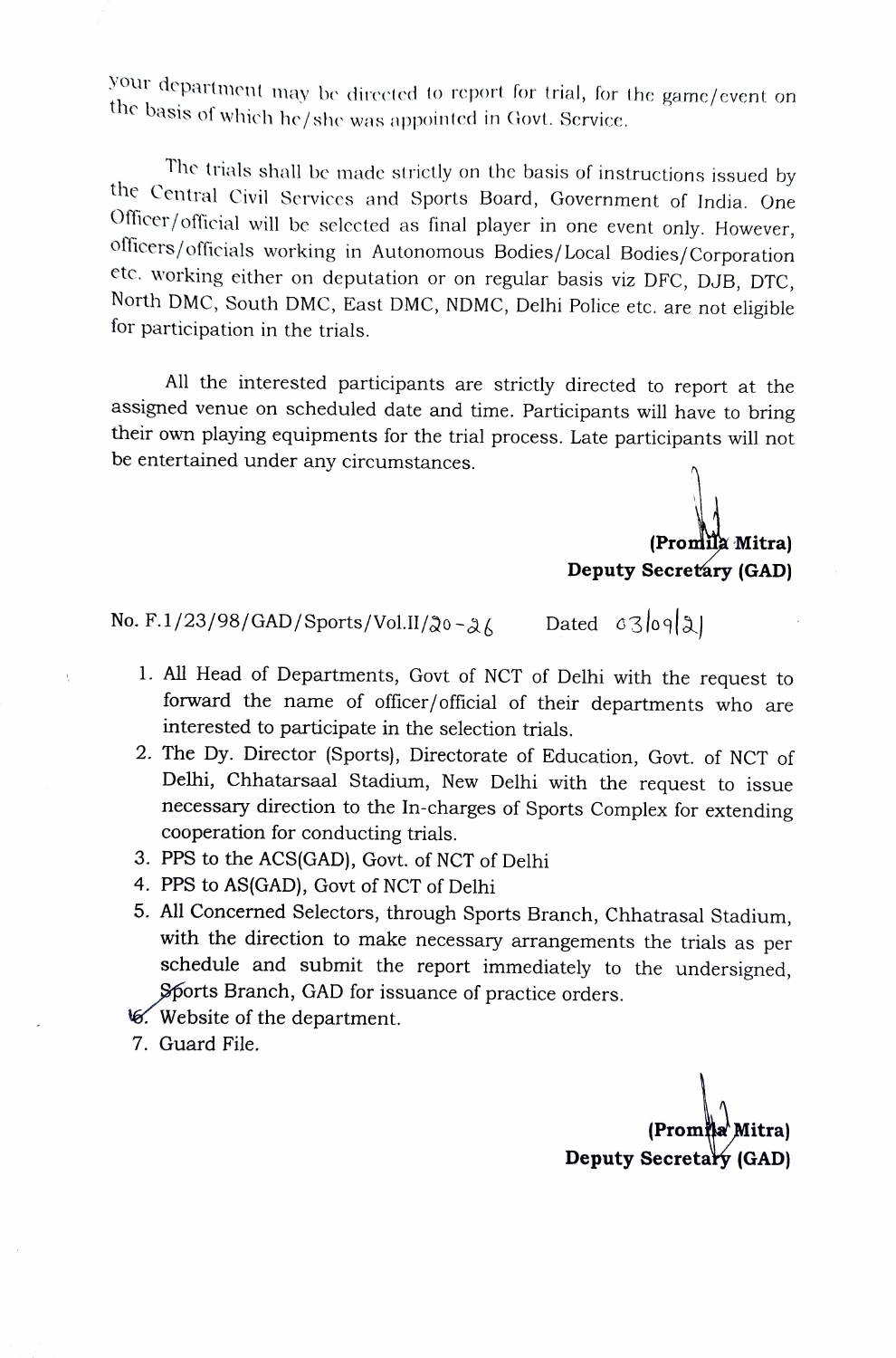your department may be directed to report for trial, for the game/event on the basis of which he/she was appointed in Govt. Service.

The trials shall be made strictly on the basis of instructions issued by the Central Civil Services and Sports Board, Government of India. One Officer/official will be selected as final player in one event only. However, officers/officials working in Autonomous Bodies/Local Bodies/Corporation etc. working either on deputation or on regular basis viz DFC, DJB, DTC, North DMC, South DMC, East DMC, NDMC, Delhi Police etc. are not eligible for participation in the trials.

All the interested participants are strictly directed to report at the assigned venue on scheduled date and time. Participants will have to bring their own playing equipments for the trial process. Late participants will not be entertained under any circumstances.

**(Promila Mitra)**
**Deputy Secretary (GAD)**

No. F.1/23/98/GAD/Sports/Vol.II/20-26 Dated 03/09/21

1. All Head of Departments, Govt of NCT of Delhi with the request to forward the name of officer/official of their departments who are interested to participate in the selection trials.
2. The Dy. Director (Sports), Directorate of Education, Govt. of NCT of Delhi, Chhatarsaal Stadium, New Delhi with the request to issue necessary direction to the In-charges of Sports Complex for extending cooperation for conducting trials.
3. PPS to the ACS(GAD), Govt. of NCT of Delhi
4. PPS to AS(GAD), Govt of NCT of Delhi
5. All Concerned Selectors, through Sports Branch, Chhatrasal Stadium, with the direction to make necessary arrangements the trials as per schedule and submit the report immediately to the undersigned, Sports Branch, GAD for issuance of practice orders.
6. Website of the department.
7. Guard File.

**(Promila Mitra)**
**Deputy Secretary (GAD)**